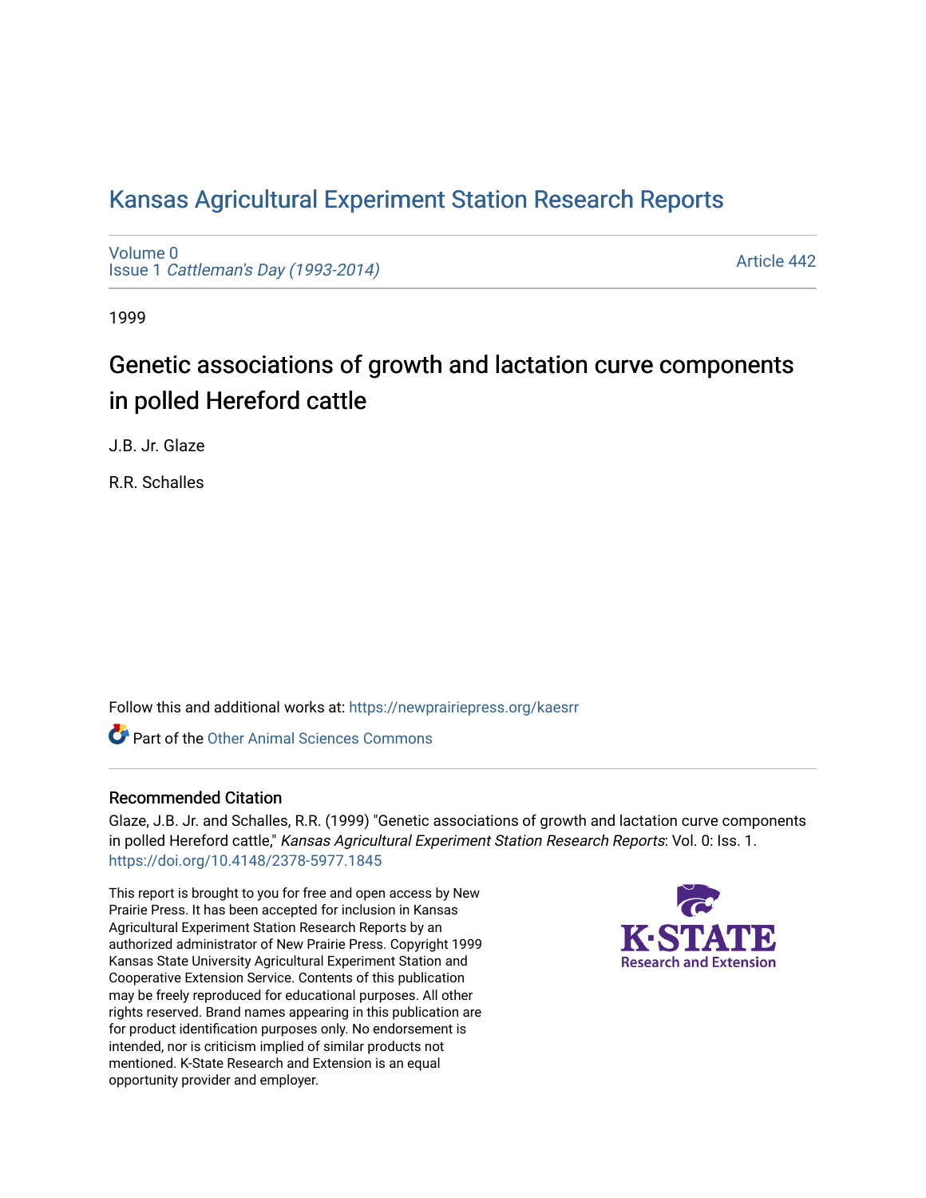# Kansas Agricultural Experiment Station Research Reports

Volume 0
Issue 1 *Cattleman's Day (1993-2014)*

Article 442

1999

## Genetic associations of growth and lactation curve components in polled Hereford cattle

J.B. Jr. Glaze

R.R. Schalles

Follow this and additional works at: https://newprairiepress.org/kaesrr

Part of the Other Animal Sciences Commons

### Recommended Citation

Glaze, J.B. Jr. and Schalles, R.R. (1999) "Genetic associations of growth and lactation curve components in polled Hereford cattle," *Kansas Agricultural Experiment Station Research Reports*: Vol. 0: Iss. 1. https://doi.org/10.4148/2378-5977.1845

This report is brought to you for free and open access by New Prairie Press. It has been accepted for inclusion in Kansas Agricultural Experiment Station Research Reports by an authorized administrator of New Prairie Press. Copyright 1999 Kansas State University Agricultural Experiment Station and Cooperative Extension Service. Contents of this publication may be freely reproduced for educational purposes. All other rights reserved. Brand names appearing in this publication are for product identification purposes only. No endorsement is intended, nor is criticism implied of similar products not mentioned. K-State Research and Extension is an equal opportunity provider and employer.

K-STATE Research and Extension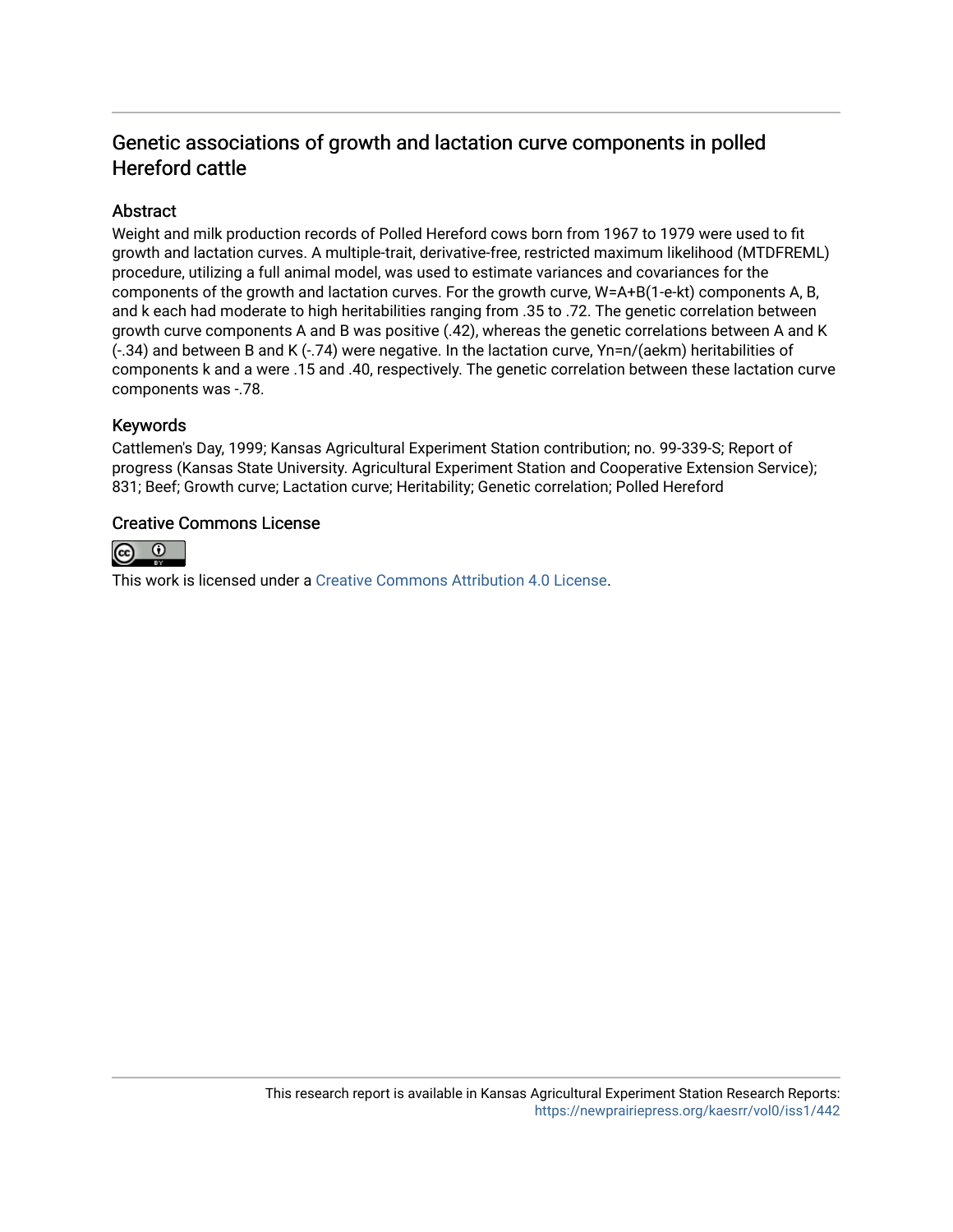# Genetic associations of growth and lactation curve components in polled Hereford cattle

## Abstract

Weight and milk production records of Polled Hereford cows born from 1967 to 1979 were used to fit growth and lactation curves. A multiple-trait, derivative-free, restricted maximum likelihood (MTDFREML) procedure, utilizing a full animal model, was used to estimate variances and covariances for the components of the growth and lactation curves. For the growth curve, W=A+B(1-e-kt) components A, B, and k each had moderate to high heritabilities ranging from .35 to .72. The genetic correlation between growth curve components A and B was positive (.42), whereas the genetic correlations between A and K (-.34) and between B and K (-.74) were negative. In the lactation curve, Yn=n/(aekm) heritabilities of components k and a were .15 and .40, respectively. The genetic correlation between these lactation curve components was -.78.

## Keywords

Cattlemen's Day, 1999; Kansas Agricultural Experiment Station contribution; no. 99-339-S; Report of progress (Kansas State University. Agricultural Experiment Station and Cooperative Extension Service); 831; Beef; Growth curve; Lactation curve; Heritability; Genetic correlation; Polled Hereford

## Creative Commons License

This work is licensed under a Creative Commons Attribution 4.0 License.

This research report is available in Kansas Agricultural Experiment Station Research Reports: https://newprairiepress.org/kaesrr/vol0/iss1/442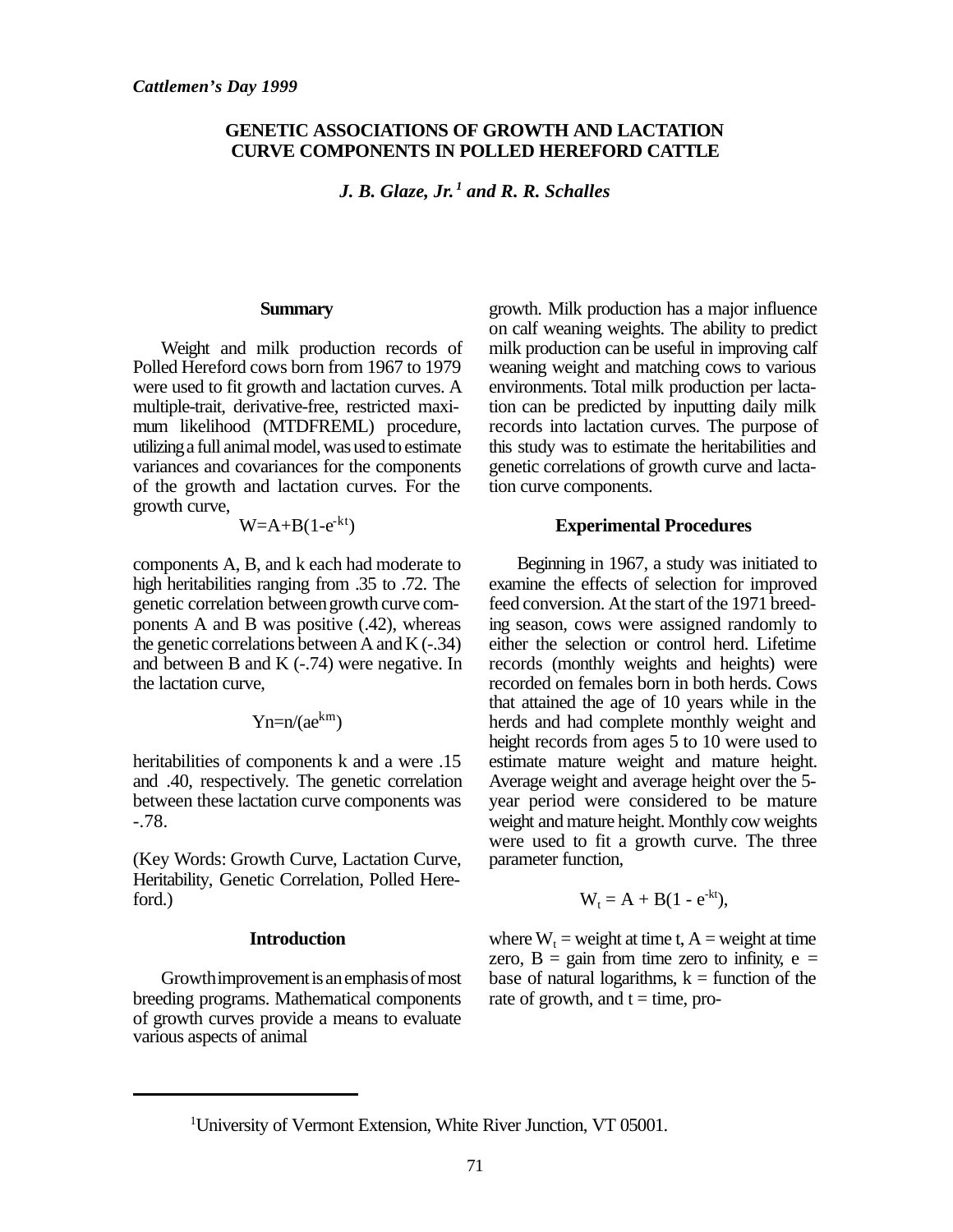*Cattlemen's Day 1999*

# GENETIC ASSOCIATIONS OF GROWTH AND LACTATION CURVE COMPONENTS IN POLLED HEREFORD CATTLE

***J. B. Glaze, Jr.[1] and R. R. Schalles***

## Summary

Weight and milk production records of Polled Hereford cows born from 1967 to 1979 were used to fit growth and lactation curves. A multiple-trait, derivative-free, restricted maximum likelihood (MTDFREML) procedure, utilizing a full animal model, was used to estimate variances and covariances for the components of the growth and lactation curves. For the growth curve,

$$W=A+B(1-e^{-kt})$$

components A, B, and k each had moderate to high heritabilities ranging from .35 to .72. The genetic correlation between growth curve components A and B was positive (.42), whereas the genetic correlations between A and K (-.34) and between B and K (-.74) were negative. In the lactation curve,

$$Yn=n/(ae^{km})$$

heritabilities of components k and a were .15 and .40, respectively. The genetic correlation between these lactation curve components was -.78.

(Key Words: Growth Curve, Lactation Curve, Heritability, Genetic Correlation, Polled Hereford.)

## Introduction

Growth improvement is an emphasis of most breeding programs. Mathematical components of growth curves provide a means to evaluate various aspects of animal growth. Milk production has a major influence on calf weaning weights. The ability to predict milk production can be useful in improving calf weaning weight and matching cows to various environments. Total milk production per lactation can be predicted by inputting daily milk records into lactation curves. The purpose of this study was to estimate the heritabilities and genetic correlations of growth curve and lactation curve components.

## Experimental Procedures

Beginning in 1967, a study was initiated to examine the effects of selection for improved feed conversion. At the start of the 1971 breeding season, cows were assigned randomly to either the selection or control herd. Lifetime records (monthly weights and heights) were recorded on females born in both herds. Cows that attained the age of 10 years while in the herds and had complete monthly weight and height records from ages 5 to 10 were used to estimate mature weight and mature height. Average weight and average height over the 5-year period were considered to be mature weight and mature height. Monthly cow weights were used to fit a growth curve. The three parameter function,

$$W_t = A + B(1 - e^{-kt}),$$

where $W_t$ = weight at time t, A = weight at time zero, B = gain from time zero to infinity, e = base of natural logarithms, k = function of the rate of growth, and t = time, pro-

[1]University of Vermont Extension, White River Junction, VT 05001.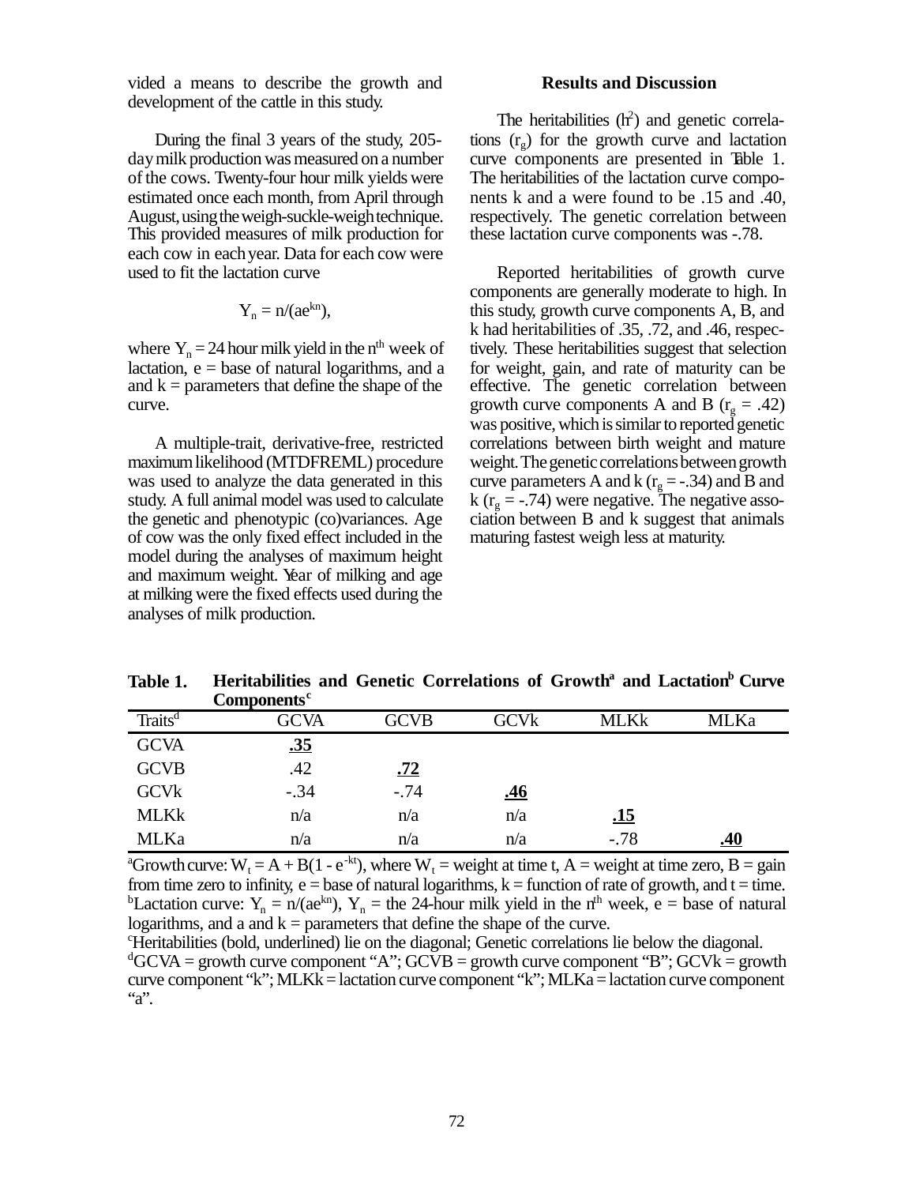vided a means to describe the growth and development of the cattle in this study.

During the final 3 years of the study, 205-day milk production was measured on a number of the cows. Twenty-four hour milk yields were estimated once each month, from April through August, using the weigh-suckle-weigh technique. This provided measures of milk production for each cow in each year. Data for each cow were used to fit the lactation curve

$$Y_n = n/(ae^{kn}),$$

where $Y_n$ = 24 hour milk yield in the $n^{th}$ week of lactation, e = base of natural logarithms, and a and k = parameters that define the shape of the curve.

A multiple-trait, derivative-free, restricted maximum likelihood (MTDFREML) procedure was used to analyze the data generated in this study. A full animal model was used to calculate the genetic and phenotypic (co)variances. Age of cow was the only fixed effect included in the model during the analyses of maximum height and maximum weight. Year of milking and age at milking were the fixed effects used during the analyses of milk production.

## Results and Discussion

The heritabilities ($h^2$) and genetic correlations ($r_g$) for the growth curve and lactation curve components are presented in Table 1. The heritabilities of the lactation curve components k and a were found to be .15 and .40, respectively. The genetic correlation between these lactation curve components was -.78.

Reported heritabilities of growth curve components are generally moderate to high. In this study, growth curve components A, B, and k had heritabilities of .35, .72, and .46, respectively. These heritabilities suggest that selection for weight, gain, and rate of maturity can be effective. The genetic correlation between growth curve components A and B ($r_g$ = .42) was positive, which is similar to reported genetic correlations between birth weight and mature weight. The genetic correlations between growth curve parameters A and k ($r_g$ = -.34) and B and k ($r_g$ = -.74) were negative. The negative association between B and k suggest that animals maturing fastest weigh less at maturity.

**Table 1. Heritabilities and Genetic Correlations of Growth[a] and Lactation[b] Curve Components[c]**

| Traits[d] | GCVA | GCVB | GCVk | MLKk | MLKa |
|---|---|---|---|---|---|
| GCVA | **.35** | | | | |
| GCVB | .42 | **.72** | | | |
| GCVk | -.34 | -.74 | **.46** | | |
| MLKk | n/a | n/a | n/a | **.15** | |
| MLKa | n/a | n/a | n/a | -.78 | **.40** |

[a]Growth curve: $W_t = A + B(1 - e^{-kt})$, where $W_t$ = weight at time t, A = weight at time zero, B = gain from time zero to infinity, e = base of natural logarithms, k = function of rate of growth, and t = time.
[b]Lactation curve: $Y_n = n/(ae^{kn})$, $Y_n$ = the 24-hour milk yield in the $n^{th}$ week, e = base of natural logarithms, and a and k = parameters that define the shape of the curve.
[c]Heritabilities (bold, underlined) lie on the diagonal; Genetic correlations lie below the diagonal.
[d]GCVA = growth curve component "A"; GCVB = growth curve component "B"; GCVk = growth curve component "k"; MLKk = lactation curve component "k"; MLKa = lactation curve component "a".